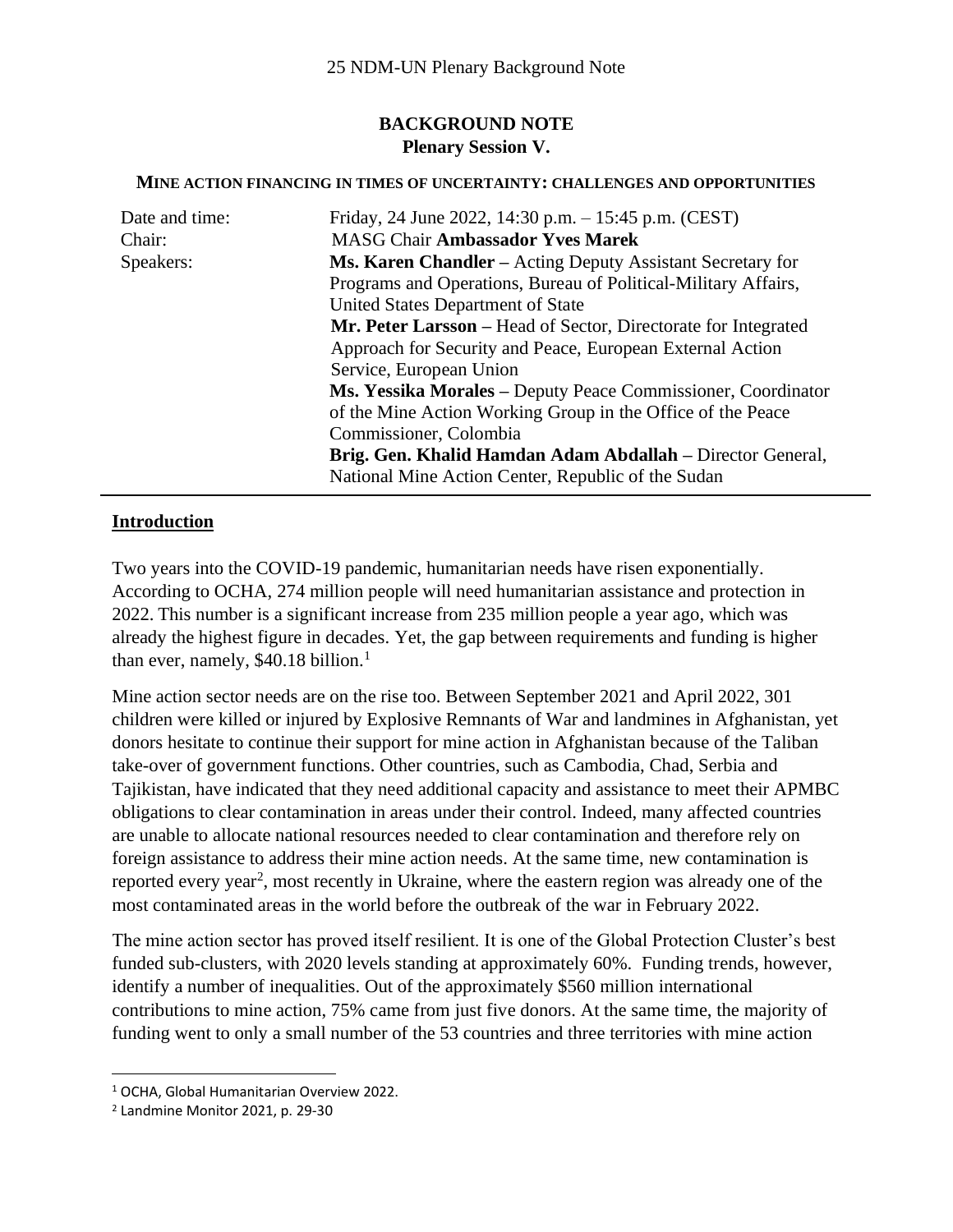# BACKGROUND NOTE

## Plenary Session V.

### MINE ACTION FINANCING IN TIMES OF UNCERTAINTY: CHALLENGES AND OPPORTUNITIES

| | |
|---|---|
| Date and time: | Friday, 24 June 2022, 14:30 p.m. – 15:45 p.m. (CEST) |
| Chair: | MASG Chair **Ambassador Yves Marek** |
| Speakers: | **Ms. Karen Chandler –** Acting Deputy Assistant Secretary for Programs and Operations, Bureau of Political-Military Affairs, United States Department of State<br>**Mr. Peter Larsson –** Head of Sector, Directorate for Integrated Approach for Security and Peace, European External Action Service, European Union<br>**Ms. Yessika Morales –** Deputy Peace Commissioner, Coordinator of the Mine Action Working Group in the Office of the Peace Commissioner, Colombia<br>**Brig. Gen. Khalid Hamdan Adam Abdallah –** Director General, National Mine Action Center, Republic of the Sudan |

## Introduction

Two years into the COVID-19 pandemic, humanitarian needs have risen exponentially. According to OCHA, 274 million people will need humanitarian assistance and protection in 2022. This number is a significant increase from 235 million people a year ago, which was already the highest figure in decades. Yet, the gap between requirements and funding is higher than ever, namely, $40.18 billion.[1]

Mine action sector needs are on the rise too. Between September 2021 and April 2022, 301 children were killed or injured by Explosive Remnants of War and landmines in Afghanistan, yet donors hesitate to continue their support for mine action in Afghanistan because of the Taliban take-over of government functions. Other countries, such as Cambodia, Chad, Serbia and Tajikistan, have indicated that they need additional capacity and assistance to meet their APMBC obligations to clear contamination in areas under their control. Indeed, many affected countries are unable to allocate national resources needed to clear contamination and therefore rely on foreign assistance to address their mine action needs. At the same time, new contamination is reported every year[2], most recently in Ukraine, where the eastern region was already one of the most contaminated areas in the world before the outbreak of the war in February 2022.

The mine action sector has proved itself resilient. It is one of the Global Protection Cluster's best funded sub-clusters, with 2020 levels standing at approximately 60%. Funding trends, however, identify a number of inequalities. Out of the approximately $560 million international contributions to mine action, 75% came from just five donors. At the same time, the majority of funding went to only a small number of the 53 countries and three territories with mine action

[1] OCHA, Global Humanitarian Overview 2022.

[2] Landmine Monitor 2021, p. 29-30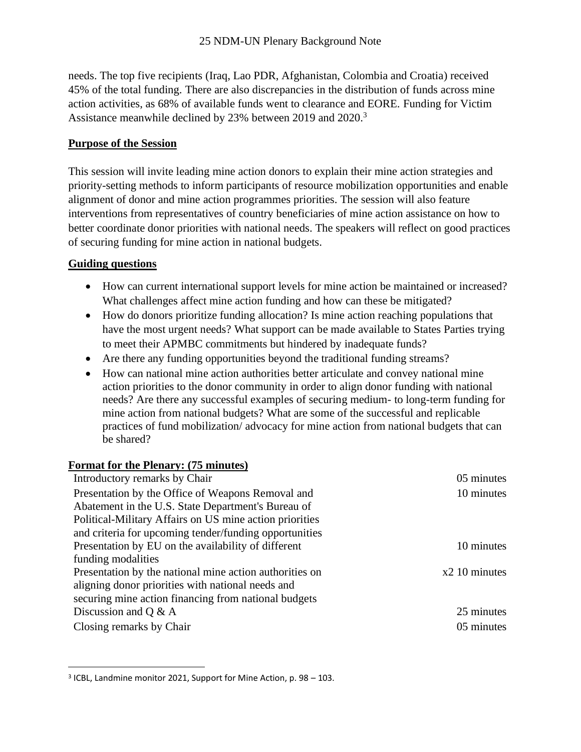needs. The top five recipients (Iraq, Lao PDR, Afghanistan, Colombia and Croatia) received 45% of the total funding. There are also discrepancies in the distribution of funds across mine action activities, as 68% of available funds went to clearance and EORE. Funding for Victim Assistance meanwhile declined by 23% between 2019 and 2020.[3]

## Purpose of the Session

This session will invite leading mine action donors to explain their mine action strategies and priority-setting methods to inform participants of resource mobilization opportunities and enable alignment of donor and mine action programmes priorities. The session will also feature interventions from representatives of country beneficiaries of mine action assistance on how to better coordinate donor priorities with national needs. The speakers will reflect on good practices of securing funding for mine action in national budgets.

## Guiding questions

- How can current international support levels for mine action be maintained or increased? What challenges affect mine action funding and how can these be mitigated?
- How do donors prioritize funding allocation? Is mine action reaching populations that have the most urgent needs? What support can be made available to States Parties trying to meet their APMBC commitments but hindered by inadequate funds?
- Are there any funding opportunities beyond the traditional funding streams?
- How can national mine action authorities better articulate and convey national mine action priorities to the donor community in order to align donor funding with national needs? Are there any successful examples of securing medium- to long-term funding for mine action from national budgets? What are some of the successful and replicable practices of fund mobilization/ advocacy for mine action from national budgets that can be shared?

## Format for the Plenary: (75 minutes)

| | |
|---|---|
| Introductory remarks by Chair | 05 minutes |
| Presentation by the Office of Weapons Removal and Abatement in the U.S. State Department's Bureau of Political-Military Affairs on US mine action priorities and criteria for upcoming tender/funding opportunities | 10 minutes |
| Presentation by EU on the availability of different funding modalities | 10 minutes |
| Presentation by the national mine action authorities on aligning donor priorities with national needs and securing mine action financing from national budgets | x2 10 minutes |
| Discussion and Q & A | 25 minutes |
| Closing remarks by Chair | 05 minutes |

[3] ICBL, Landmine monitor 2021, Support for Mine Action, p. 98 – 103.